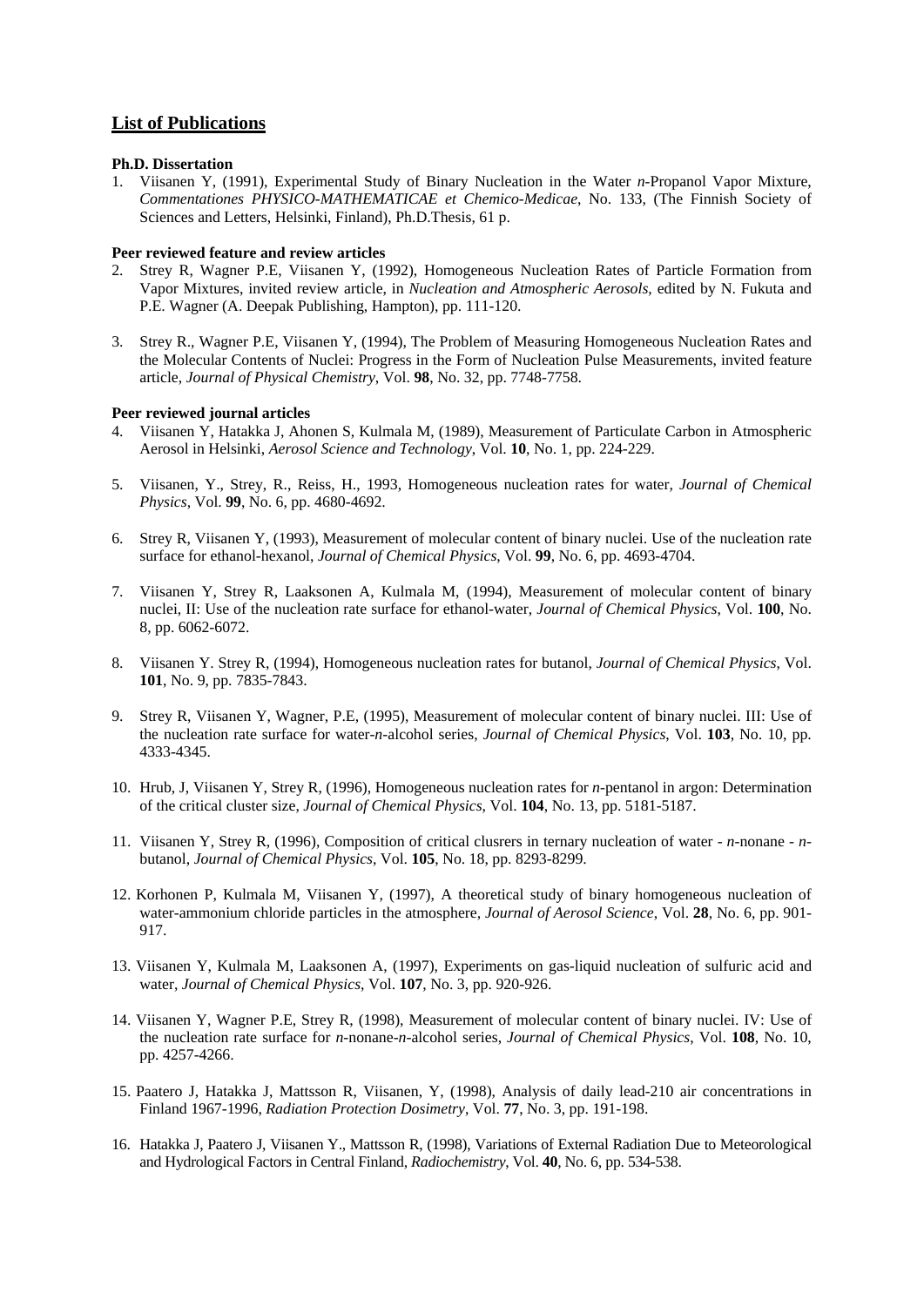## List of Publications

**Ph.D. Dissertation**

1. Viisanen Y, (1991), Experimental Study of Binary Nucleation in the Water *n*-Propanol Vapor Mixture, *Commentationes PHYSICO-MATHEMATICAE et Chemico-Medicae*, No. 133, (The Finnish Society of Sciences and Letters, Helsinki, Finland), Ph.D.Thesis, 61 p.

**Peer reviewed feature and review articles**

2. Strey R, Wagner P.E, Viisanen Y, (1992), Homogeneous Nucleation Rates of Particle Formation from Vapor Mixtures, invited review article, in *Nucleation and Atmospheric Aerosols*, edited by N. Fukuta and P.E. Wagner (A. Deepak Publishing, Hampton), pp. 111-120.

3. Strey R., Wagner P.E, Viisanen Y, (1994), The Problem of Measuring Homogeneous Nucleation Rates and the Molecular Contents of Nuclei: Progress in the Form of Nucleation Pulse Measurements, invited feature article, *Journal of Physical Chemistry*, Vol. **98**, No. 32, pp. 7748-7758.

**Peer reviewed journal articles**

4. Viisanen Y, Hatakka J, Ahonen S, Kulmala M, (1989), Measurement of Particulate Carbon in Atmospheric Aerosol in Helsinki, *Aerosol Science and Technology*, Vol. **10**, No. 1, pp. 224-229.

5. Viisanen, Y., Strey, R., Reiss, H., 1993, Homogeneous nucleation rates for water, *Journal of Chemical Physics*, Vol. **99**, No. 6, pp. 4680-4692.

6. Strey R, Viisanen Y, (1993), Measurement of molecular content of binary nuclei. Use of the nucleation rate surface for ethanol-hexanol, *Journal of Chemical Physics*, Vol. **99**, No. 6, pp. 4693-4704.

7. Viisanen Y, Strey R, Laaksonen A, Kulmala M, (1994), Measurement of molecular content of binary nuclei, II: Use of the nucleation rate surface for ethanol-water, *Journal of Chemical Physics*, Vol. **100**, No. 8, pp. 6062-6072.

8. Viisanen Y. Strey R, (1994), Homogeneous nucleation rates for butanol, *Journal of Chemical Physics*, Vol. **101**, No. 9, pp. 7835-7843.

9. Strey R, Viisanen Y, Wagner, P.E, (1995), Measurement of molecular content of binary nuclei. III: Use of the nucleation rate surface for water-*n*-alcohol series, *Journal of Chemical Physics*, Vol. **103**, No. 10, pp. 4333-4345.

10. Hrub, J, Viisanen Y, Strey R, (1996), Homogeneous nucleation rates for *n*-pentanol in argon: Determination of the critical cluster size, *Journal of Chemical Physics*, Vol. **104**, No. 13, pp. 5181-5187.

11. Viisanen Y, Strey R, (1996), Composition of critical clusrers in ternary nucleation of water - *n*-nonane - *n*-butanol, *Journal of Chemical Physics*, Vol. **105**, No. 18, pp. 8293-8299.

12. Korhonen P, Kulmala M, Viisanen Y, (1997), A theoretical study of binary homogeneous nucleation of water-ammonium chloride particles in the atmosphere, *Journal of Aerosol Science*, Vol. **28**, No. 6, pp. 901-917.

13. Viisanen Y, Kulmala M, Laaksonen A, (1997), Experiments on gas-liquid nucleation of sulfuric acid and water, *Journal of Chemical Physics*, Vol. **107**, No. 3, pp. 920-926.

14. Viisanen Y, Wagner P.E, Strey R, (1998), Measurement of molecular content of binary nuclei. IV: Use of the nucleation rate surface for *n*-nonane-*n*-alcohol series, *Journal of Chemical Physics*, Vol. **108**, No. 10, pp. 4257-4266.

15. Paatero J, Hatakka J, Mattsson R, Viisanen, Y, (1998), Analysis of daily lead-210 air concentrations in Finland 1967-1996, *Radiation Protection Dosimetry*, Vol. **77**, No. 3, pp. 191-198.

16. Hatakka J, Paatero J, Viisanen Y., Mattsson R, (1998), Variations of External Radiation Due to Meteorological and Hydrological Factors in Central Finland, *Radiochemistry*, Vol. **40**, No. 6, pp. 534-538.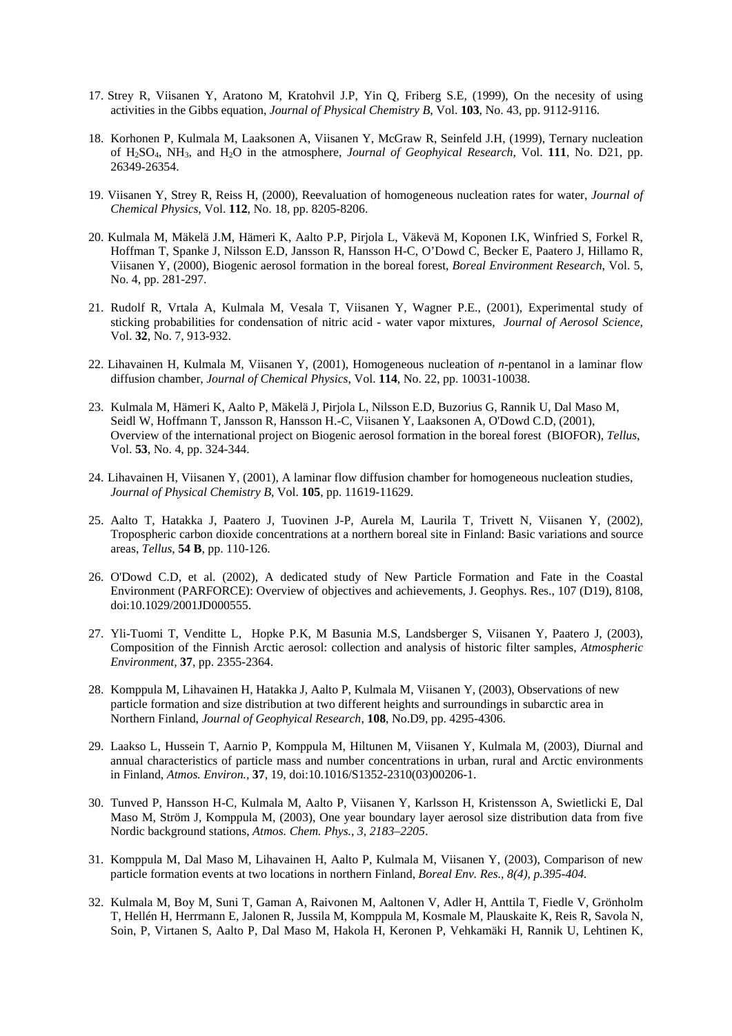17. Strey R, Viisanen Y, Aratono M, Kratohvil J.P, Yin Q, Friberg S.E, (1999), On the necesity of using activities in the Gibbs equation, *Journal of Physical Chemistry B*, Vol. **103**, No. 43, pp. 9112-9116.

18. Korhonen P, Kulmala M, Laaksonen A, Viisanen Y, McGraw R, Seinfeld J.H, (1999), Ternary nucleation of $H_2SO_4$, $NH_3$, and $H_2O$ in the atmosphere, *Journal of Geophyical Research*, Vol. **111**, No. D21, pp. 26349-26354.

19. Viisanen Y, Strey R, Reiss H, (2000), Reevaluation of homogeneous nucleation rates for water, *Journal of Chemical Physics*, Vol. **112**, No. 18, pp. 8205-8206.

20. Kulmala M, Mäkelä J.M, Hämeri K, Aalto P.P, Pirjola L, Väkevä M, Koponen I.K, Winfried S, Forkel R, Hoffman T, Spanke J, Nilsson E.D, Jansson R, Hansson H-C, O'Dowd C, Becker E, Paatero J, Hillamo R, Viisanen Y, (2000), Biogenic aerosol formation in the boreal forest, *Boreal Environment Research*, Vol. 5, No. 4, pp. 281-297.

21. Rudolf R, Vrtala A, Kulmala M, Vesala T, Viisanen Y, Wagner P.E., (2001), Experimental study of sticking probabilities for condensation of nitric acid - water vapor mixtures, *Journal of Aerosol Science*, Vol. **32**, No. 7, 913-932.

22. Lihavainen H, Kulmala M, Viisanen Y, (2001), Homogeneous nucleation of *n*-pentanol in a laminar flow diffusion chamber, *Journal of Chemical Physics*, Vol. **114**, No. 22, pp. 10031-10038.

23. Kulmala M, Hämeri K, Aalto P, Mäkelä J, Pirjola L, Nilsson E.D, Buzorius G, Rannik U, Dal Maso M, Seidl W, Hoffmann T, Jansson R, Hansson H.-C, Viisanen Y, Laaksonen A, O'Dowd C.D, (2001), Overview of the international project on Biogenic aerosol formation in the boreal forest (BIOFOR), *Tellus*, Vol. **53**, No. 4, pp. 324-344.

24. Lihavainen H, Viisanen Y, (2001), A laminar flow diffusion chamber for homogeneous nucleation studies, *Journal of Physical Chemistry B*, Vol. **105**, pp. 11619-11629.

25. Aalto T, Hatakka J, Paatero J, Tuovinen J-P, Aurela M, Laurila T, Trivett N, Viisanen Y, (2002), Tropospheric carbon dioxide concentrations at a northern boreal site in Finland: Basic variations and source areas, *Tellus*, **54 B**, pp. 110-126.

26. O'Dowd C.D, et al. (2002), A dedicated study of New Particle Formation and Fate in the Coastal Environment (PARFORCE): Overview of objectives and achievements, J. Geophys. Res., 107 (D19), 8108, doi:10.1029/2001JD000555.

27. Yli-Tuomi T, Venditte L, Hopke P.K, M Basunia M.S, Landsberger S, Viisanen Y, Paatero J, (2003), Composition of the Finnish Arctic aerosol: collection and analysis of historic filter samples, *Atmospheric Environment*, **37**, pp. 2355-2364.

28. Komppula M, Lihavainen H, Hatakka J, Aalto P, Kulmala M, Viisanen Y, (2003), Observations of new particle formation and size distribution at two different heights and surroundings in subarctic area in Northern Finland, *Journal of Geophyical Research*, **108**, No.D9, pp. 4295-4306.

29. Laakso L, Hussein T, Aarnio P, Komppula M, Hiltunen M, Viisanen Y, Kulmala M, (2003), Diurnal and annual characteristics of particle mass and number concentrations in urban, rural and Arctic environments in Finland, *Atmos. Environ.*, **37**, 19, doi:10.1016/S1352-2310(03)00206-1.

30. Tunved P, Hansson H-C, Kulmala M, Aalto P, Viisanen Y, Karlsson H, Kristensson A, Swietlicki E, Dal Maso M, Ström J, Komppula M, (2003), One year boundary layer aerosol size distribution data from five Nordic background stations, *Atmos. Chem. Phys., 3, 2183–2205*.

31. Komppula M, Dal Maso M, Lihavainen H, Aalto P, Kulmala M, Viisanen Y, (2003), Comparison of new particle formation events at two locations in northern Finland, *Boreal Env. Res., 8(4), p.395-404*.

32. Kulmala M, Boy M, Suni T, Gaman A, Raivonen M, Aaltonen V, Adler H, Anttila T, Fiedle V, Grönholm T, Hellén H, Herrmann E, Jalonen R, Jussila M, Komppula M, Kosmale M, Plauskaite K, Reis R, Savola N, Soin, P, Virtanen S, Aalto P, Dal Maso M, Hakola H, Keronen P, Vehkamäki H, Rannik U, Lehtinen K,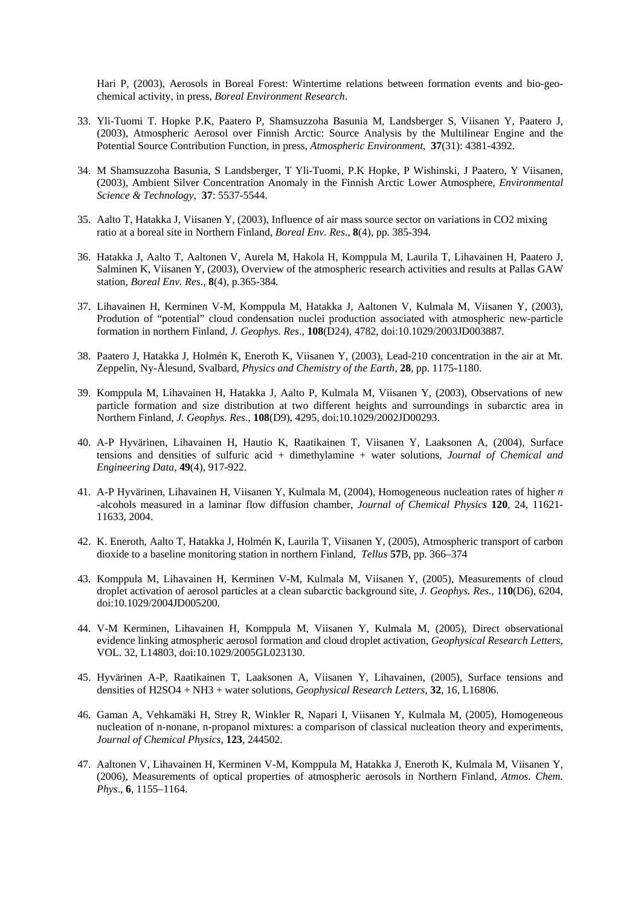Hari P, (2003), Aerosols in Boreal Forest: Wintertime relations between formation events and bio-geo-chemical activity, in press, *Boreal Environment Research*.

33. Yli-Tuomi T. Hopke P.K, Paatero P, Shamsuzzoha Basunia M, Landsberger S, Viisanen Y, Paatero J, (2003), Atmospheric Aerosol over Finnish Arctic: Source Analysis by the Multilinear Engine and the Potential Source Contribution Function, in press, *Atmospheric Environment*, **37**(31): 4381-4392.

34. M Shamsuzzoha Basunia, S Landsberger, T Yli-Tuomi, P.K Hopke, P Wishinski, J Paatero, Y Viisanen, (2003), Ambient Silver Concentration Anomaly in the Finnish Arctic Lower Atmosphere, *Environmental Science & Technology*, **37**: 5537-5544.

35. Aalto T, Hatakka J, Viisanen Y, (2003), Influence of air mass source sector on variations in CO2 mixing ratio at a boreal site in Northern Finland, *Boreal Env. Res*., **8**(4), pp. 385-394.

36. Hatakka J, Aalto T, Aaltonen V, Aurela M, Hakola H, Komppula M, Laurila T, Lihavainen H, Paatero J, Salminen K, Viisanen Y, (2003), Overview of the atmospheric research activities and results at Pallas GAW station, *Boreal Env. Res*., **8**(4), p.365-384.

37. Lihavainen H, Kerminen V-M, Komppula M, Hatakka J, Aaltonen V, Kulmala M, Viisanen Y, (2003), Prodution of "potential" cloud condensation nuclei production associated with atmospheric new-particle formation in northern Finland, *J. Geophys. Res*., **108**(D24), 4782, doi:10.1029/2003JD003887.

38. Paatero J, Hatakka J, Holmén K, Eneroth K, Viisanen Y, (2003), Lead-210 concentration in the air at Mt. Zeppelin, Ny-Ålesund, Svalbard, *Physics and Chemistry of the Earth*, **28**, pp. 1175-1180.

39. Komppula M, Lihavainen H, Hatakka J, Aalto P, Kulmala M, Viisanen Y, (2003), Observations of new particle formation and size distribution at two different heights and surroundings in subarctic area in Northern Finland, *J. Geophys. Res.*, **108**(D9), 4295, doi:10.1029/2002JD00293.

40. A-P Hyvärinen, Lihavainen H, Hautio K, Raatikainen T, Viisanen Y, Laaksonen A, (2004), Surface tensions and densities of sulfuric acid + dimethylamine + water solutions, *Journal of Chemical and Engineering Data*, **49**(4), 917-922.

41. A-P Hyvärinen, Lihavainen H, Viisanen Y, Kulmala M, (2004), Homogeneous nucleation rates of higher *n* -alcohols measured in a laminar flow diffusion chamber, *Journal of Chemical Physics* **120**, 24, 11621-11633, 2004.

42. K. Eneroth, Aalto T, Hatakka J, Holmén K, Laurila T, Viisanen Y, (2005), Atmospheric transport of carbon dioxide to a baseline monitoring station in northern Finland, *Tellus* **57**B, pp. 366–374

43. Komppula M, Lihavainen H, Kerminen V-M, Kulmala M, Viisanen Y, (2005), Measurements of cloud droplet activation of aerosol particles at a clean subarctic background site, *J. Geophys. Res.,* 1**10**(D6), 6204, doi:10.1029/2004JD005200.

44. V-M Kerminen, Lihavainen H, Komppula M, Viisanen Y, Kulmala M, (2005), Direct observational evidence linking atmospheric aerosol formation and cloud droplet activation, *Geophysical Research Letters*, VOL. 32, L14803, doi:10.1029/2005GL023130.

45. Hyvärinen A-P, Raatikainen T, Laaksonen A, Viisanen Y, Lihavainen, (2005), Surface tensions and densities of H2SO4 + NH3 + water solutions, *Geophysical Research Letters*, **32**, 16, L16806.

46. Gaman A, Vehkamäki H, Strey R, Winkler R, Napari I, Viisanen Y, Kulmala M, (2005), Homogeneous nucleation of n-nonane, n-propanol mixtures: a comparison of classical nucleation theory and experiments, *Journal of Chemical Physics*, **123**, 244502.

47. Aaltonen V, Lihavainen H, Kerminen V-M, Komppula M, Hatakka J, Eneroth K, Kulmala M, Viisanen Y, (2006), Measurements of optical properties of atmospheric aerosols in Northern Finland, *Atmos. Chem. Phys*., **6**, 1155–1164.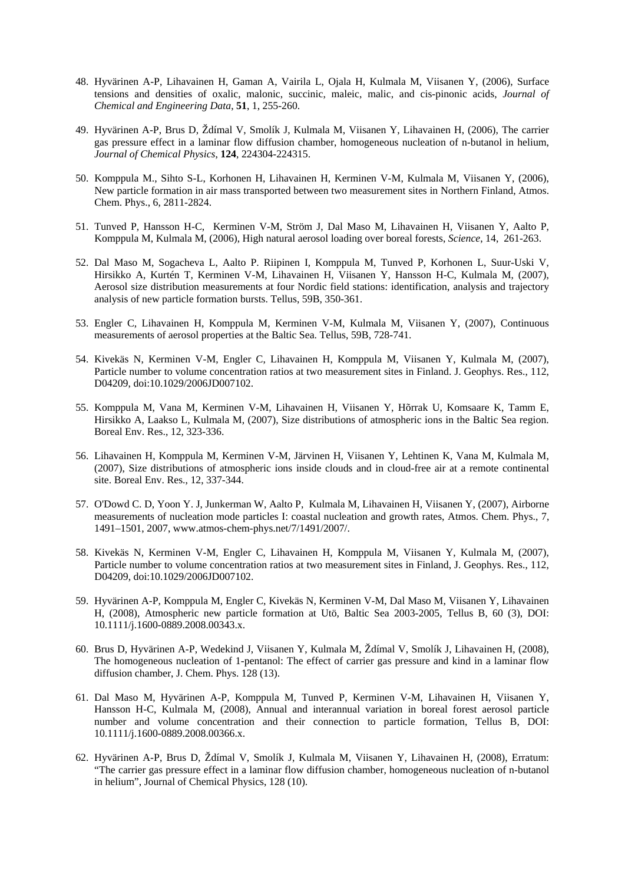48. Hyvärinen A-P, Lihavainen H, Gaman A, Vairila L, Ojala H, Kulmala M, Viisanen Y, (2006), Surface tensions and densities of oxalic, malonic, succinic, maleic, malic, and cis-pinonic acids, *Journal of Chemical and Engineering Data*, **51**, 1, 255-260.

49. Hyvärinen A-P, Brus D, Ždímal V, Smolík J, Kulmala M, Viisanen Y, Lihavainen H, (2006), The carrier gas pressure effect in a laminar flow diffusion chamber, homogeneous nucleation of n-butanol in helium, *Journal of Chemical Physics*, **124**, 224304-224315.

50. Komppula M., Sihto S-L, Korhonen H, Lihavainen H, Kerminen V-M, Kulmala M, Viisanen Y, (2006), New particle formation in air mass transported between two measurement sites in Northern Finland, Atmos. Chem. Phys., 6, 2811-2824.

51. Tunved P, Hansson H-C, Kerminen V-M, Ström J, Dal Maso M, Lihavainen H, Viisanen Y, Aalto P, Komppula M, Kulmala M, (2006), High natural aerosol loading over boreal forests, *Science*, 14, 261-263.

52. Dal Maso M, Sogacheva L, Aalto P. Riipinen I, Komppula M, Tunved P, Korhonen L, Suur-Uski V, Hirsikko A, Kurtén T, Kerminen V-M, Lihavainen H, Viisanen Y, Hansson H-C, Kulmala M, (2007), Aerosol size distribution measurements at four Nordic field stations: identification, analysis and trajectory analysis of new particle formation bursts. Tellus, 59B, 350-361.

53. Engler C, Lihavainen H, Komppula M, Kerminen V-M, Kulmala M, Viisanen Y, (2007), Continuous measurements of aerosol properties at the Baltic Sea. Tellus, 59B, 728-741.

54. Kivekäs N, Kerminen V-M, Engler C, Lihavainen H, Komppula M, Viisanen Y, Kulmala M, (2007), Particle number to volume concentration ratios at two measurement sites in Finland. J. Geophys. Res., 112, D04209, doi:10.1029/2006JD007102.

55. Komppula M, Vana M, Kerminen V-M, Lihavainen H, Viisanen Y, Hõrrak U, Komsaare K, Tamm E, Hirsikko A, Laakso L, Kulmala M, (2007), Size distributions of atmospheric ions in the Baltic Sea region. Boreal Env. Res., 12, 323-336.

56. Lihavainen H, Komppula M, Kerminen V-M, Järvinen H, Viisanen Y, Lehtinen K, Vana M, Kulmala M, (2007), Size distributions of atmospheric ions inside clouds and in cloud-free air at a remote continental site. Boreal Env. Res., 12, 337-344.

57. O'Dowd C. D, Yoon Y. J, Junkerman W, Aalto P, Kulmala M, Lihavainen H, Viisanen Y, (2007), Airborne measurements of nucleation mode particles I: coastal nucleation and growth rates, Atmos. Chem. Phys., 7, 1491–1501, 2007, www.atmos-chem-phys.net/7/1491/2007/.

58. Kivekäs N, Kerminen V-M, Engler C, Lihavainen H, Komppula M, Viisanen Y, Kulmala M, (2007), Particle number to volume concentration ratios at two measurement sites in Finland, J. Geophys. Res., 112, D04209, doi:10.1029/2006JD007102.

59. Hyvärinen A-P, Komppula M, Engler C, Kivekäs N, Kerminen V-M, Dal Maso M, Viisanen Y, Lihavainen H, (2008), Atmospheric new particle formation at Utö, Baltic Sea 2003-2005, Tellus B, 60 (3), DOI: 10.1111/j.1600-0889.2008.00343.x.

60. Brus D, Hyvärinen A-P, Wedekind J, Viisanen Y, Kulmala M, Ždímal V, Smolík J, Lihavainen H, (2008), The homogeneous nucleation of 1-pentanol: The effect of carrier gas pressure and kind in a laminar flow diffusion chamber, J. Chem. Phys. 128 (13).

61. Dal Maso M, Hyvärinen A-P, Komppula M, Tunved P, Kerminen V-M, Lihavainen H, Viisanen Y, Hansson H-C, Kulmala M, (2008), Annual and interannual variation in boreal forest aerosol particle number and volume concentration and their connection to particle formation, Tellus B, DOI: 10.1111/j.1600-0889.2008.00366.x.

62. Hyvärinen A-P, Brus D, Ždímal V, Smolík J, Kulmala M, Viisanen Y, Lihavainen H, (2008), Erratum: "The carrier gas pressure effect in a laminar flow diffusion chamber, homogeneous nucleation of n-butanol in helium", Journal of Chemical Physics, 128 (10).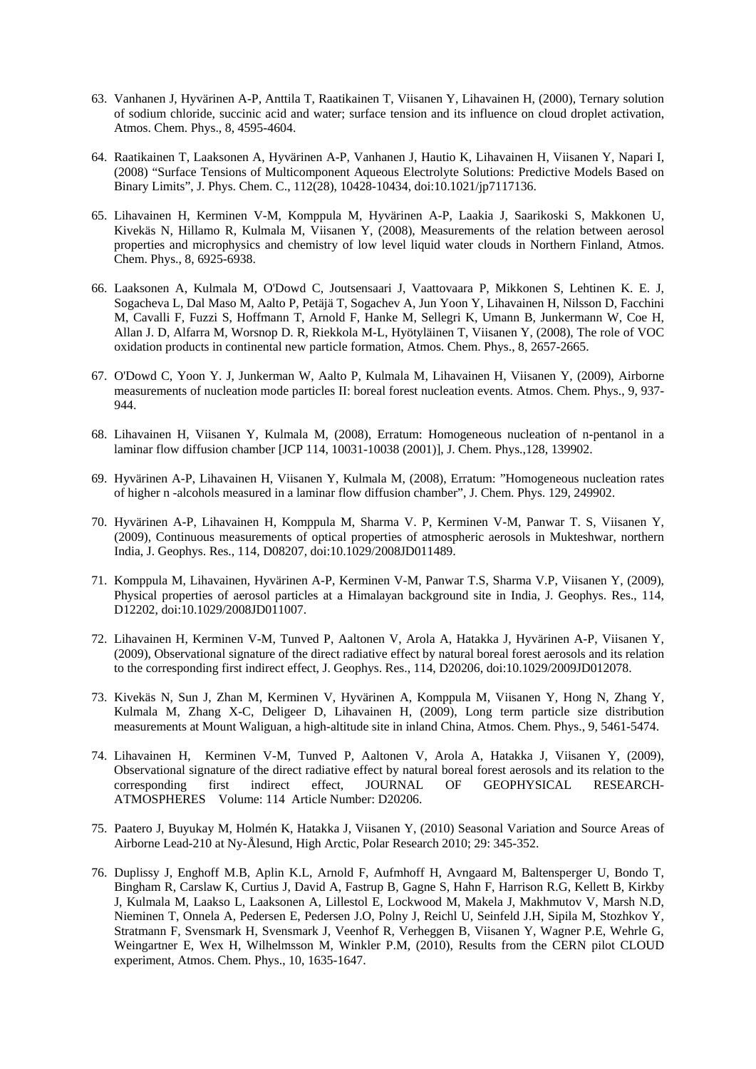63. Vanhanen J, Hyvärinen A-P, Anttila T, Raatikainen T, Viisanen Y, Lihavainen H, (2000), Ternary solution of sodium chloride, succinic acid and water; surface tension and its influence on cloud droplet activation, Atmos. Chem. Phys., 8, 4595-4604.

64. Raatikainen T, Laaksonen A, Hyvärinen A-P, Vanhanen J, Hautio K, Lihavainen H, Viisanen Y, Napari I, (2008) "Surface Tensions of Multicomponent Aqueous Electrolyte Solutions: Predictive Models Based on Binary Limits", J. Phys. Chem. C., 112(28), 10428-10434, doi:10.1021/jp7117136.

65. Lihavainen H, Kerminen V-M, Komppula M, Hyvärinen A-P, Laakia J, Saarikoski S, Makkonen U, Kivekäs N, Hillamo R, Kulmala M, Viisanen Y, (2008), Measurements of the relation between aerosol properties and microphysics and chemistry of low level liquid water clouds in Northern Finland, Atmos. Chem. Phys., 8, 6925-6938.

66. Laaksonen A, Kulmala M, O'Dowd C, Joutsensaari J, Vaattovaara P, Mikkonen S, Lehtinen K. E. J, Sogacheva L, Dal Maso M, Aalto P, Petäjä T, Sogachev A, Jun Yoon Y, Lihavainen H, Nilsson D, Facchini M, Cavalli F, Fuzzi S, Hoffmann T, Arnold F, Hanke M, Sellegri K, Umann B, Junkermann W, Coe H, Allan J. D, Alfarra M, Worsnop D. R, Riekkola M-L, Hyötyläinen T, Viisanen Y, (2008), The role of VOC oxidation products in continental new particle formation, Atmos. Chem. Phys., 8, 2657-2665.

67. O'Dowd C, Yoon Y. J, Junkerman W, Aalto P, Kulmala M, Lihavainen H, Viisanen Y, (2009), Airborne measurements of nucleation mode particles II: boreal forest nucleation events. Atmos. Chem. Phys., 9, 937-944.

68. Lihavainen H, Viisanen Y, Kulmala M, (2008), Erratum: Homogeneous nucleation of n-pentanol in a laminar flow diffusion chamber [JCP 114, 10031-10038 (2001)], J. Chem. Phys.,128, 139902.

69. Hyvärinen A-P, Lihavainen H, Viisanen Y, Kulmala M, (2008), Erratum: "Homogeneous nucleation rates of higher n -alcohols measured in a laminar flow diffusion chamber", J. Chem. Phys. 129, 249902.

70. Hyvärinen A-P, Lihavainen H, Komppula M, Sharma V. P, Kerminen V-M, Panwar T. S, Viisanen Y, (2009), Continuous measurements of optical properties of atmospheric aerosols in Mukteshwar, northern India, J. Geophys. Res., 114, D08207, doi:10.1029/2008JD011489.

71. Komppula M, Lihavainen, Hyvärinen A-P, Kerminen V-M, Panwar T.S, Sharma V.P, Viisanen Y, (2009), Physical properties of aerosol particles at a Himalayan background site in India, J. Geophys. Res., 114, D12202, doi:10.1029/2008JD011007.

72. Lihavainen H, Kerminen V-M, Tunved P, Aaltonen V, Arola A, Hatakka J, Hyvärinen A-P, Viisanen Y, (2009), Observational signature of the direct radiative effect by natural boreal forest aerosols and its relation to the corresponding first indirect effect, J. Geophys. Res., 114, D20206, doi:10.1029/2009JD012078.

73. Kivekäs N, Sun J, Zhan M, Kerminen V, Hyvärinen A, Komppula M, Viisanen Y, Hong N, Zhang Y, Kulmala M, Zhang X-C, Deligeer D, Lihavainen H, (2009), Long term particle size distribution measurements at Mount Waliguan, a high-altitude site in inland China, Atmos. Chem. Phys., 9, 5461-5474.

74. Lihavainen H, Kerminen V-M, Tunved P, Aaltonen V, Arola A, Hatakka J, Viisanen Y, (2009), Observational signature of the direct radiative effect by natural boreal forest aerosols and its relation to the corresponding first indirect effect, JOURNAL OF GEOPHYSICAL RESEARCH-ATMOSPHERES Volume: 114 Article Number: D20206.

75. Paatero J, Buyukay M, Holmén K, Hatakka J, Viisanen Y, (2010) Seasonal Variation and Source Areas of Airborne Lead-210 at Ny-Ålesund, High Arctic, Polar Research 2010; 29: 345-352.

76. Duplissy J, Enghoff M.B, Aplin K.L, Arnold F, Aufmhoff H, Avngaard M, Baltensperger U, Bondo T, Bingham R, Carslaw K, Curtius J, David A, Fastrup B, Gagne S, Hahn F, Harrison R.G, Kellett B, Kirkby J, Kulmala M, Laakso L, Laaksonen A, Lillestol E, Lockwood M, Makela J, Makhmutov V, Marsh N.D, Nieminen T, Onnela A, Pedersen E, Pedersen J.O, Polny J, Reichl U, Seinfeld J.H, Sipila M, Stozhkov Y, Stratmann F, Svensmark H, Svensmark J, Veenhof R, Verheggen B, Viisanen Y, Wagner P.E, Wehrle G, Weingartner E, Wex H, Wilhelmsson M, Winkler P.M, (2010), Results from the CERN pilot CLOUD experiment, Atmos. Chem. Phys., 10, 1635-1647.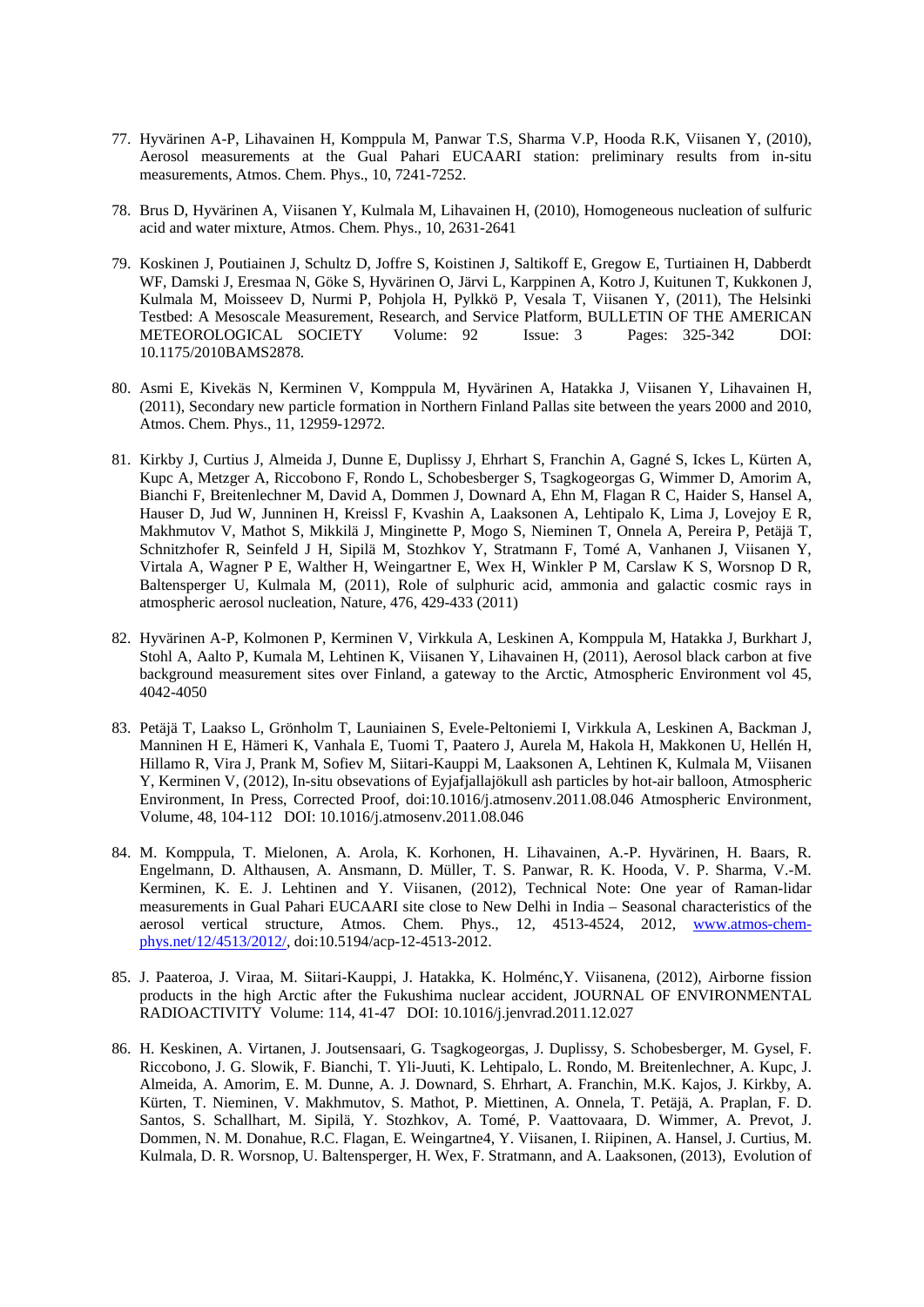77. Hyvärinen A-P, Lihavainen H, Komppula M, Panwar T.S, Sharma V.P, Hooda R.K, Viisanen Y, (2010), Aerosol measurements at the Gual Pahari EUCAARI station: preliminary results from in-situ measurements, Atmos. Chem. Phys., 10, 7241-7252.

78. Brus D, Hyvärinen A, Viisanen Y, Kulmala M, Lihavainen H, (2010), Homogeneous nucleation of sulfuric acid and water mixture, Atmos. Chem. Phys., 10, 2631-2641

79. Koskinen J, Poutiainen J, Schultz D, Joffre S, Koistinen J, Saltikoff E, Gregow E, Turtiainen H, Dabberdt WF, Damski J, Eresmaa N, Göke S, Hyvärinen O, Järvi L, Karppinen A, Kotro J, Kuitunen T, Kukkonen J, Kulmala M, Moisseev D, Nurmi P, Pohjola H, Pylkkö P, Vesala T, Viisanen Y, (2011), The Helsinki Testbed: A Mesoscale Measurement, Research, and Service Platform, BULLETIN OF THE AMERICAN METEOROLOGICAL SOCIETY Volume: 92 Issue: 3 Pages: 325-342 DOI: 10.1175/2010BAMS2878.

80. Asmi E, Kivekäs N, Kerminen V, Komppula M, Hyvärinen A, Hatakka J, Viisanen Y, Lihavainen H, (2011), Secondary new particle formation in Northern Finland Pallas site between the years 2000 and 2010, Atmos. Chem. Phys., 11, 12959-12972.

81. Kirkby J, Curtius J, Almeida J, Dunne E, Duplissy J, Ehrhart S, Franchin A, Gagné S, Ickes L, Kürten A, Kupc A, Metzger A, Riccobono F, Rondo L, Schobesberger S, Tsagkogeorgas G, Wimmer D, Amorim A, Bianchi F, Breitenlechner M, David A, Dommen J, Downard A, Ehn M, Flagan R C, Haider S, Hansel A, Hauser D, Jud W, Junninen H, Kreissl F, Kvashin A, Laaksonen A, Lehtipalo K, Lima J, Lovejoy E R, Makhmutov V, Mathot S, Mikkilä J, Minginette P, Mogo S, Nieminen T, Onnela A, Pereira P, Petäjä T, Schnitzhofer R, Seinfeld J H, Sipilä M, Stozhkov Y, Stratmann F, Tomé A, Vanhanen J, Viisanen Y, Virtala A, Wagner P E, Walther H, Weingartner E, Wex H, Winkler P M, Carslaw K S, Worsnop D R, Baltensperger U, Kulmala M, (2011), Role of sulphuric acid, ammonia and galactic cosmic rays in atmospheric aerosol nucleation, Nature, 476, 429-433 (2011)

82. Hyvärinen A-P, Kolmonen P, Kerminen V, Virkkula A, Leskinen A, Komppula M, Hatakka J, Burkhart J, Stohl A, Aalto P, Kumala M, Lehtinen K, Viisanen Y, Lihavainen H, (2011), Aerosol black carbon at five background measurement sites over Finland, a gateway to the Arctic, Atmospheric Environment vol 45, 4042-4050

83. Petäjä T, Laakso L, Grönholm T, Launiainen S, Evele-Peltoniemi I, Virkkula A, Leskinen A, Backman J, Manninen H E, Hämeri K, Vanhala E, Tuomi T, Paatero J, Aurela M, Hakola H, Makkonen U, Hellén H, Hillamo R, Vira J, Prank M, Sofiev M, Siitari-Kauppi M, Laaksonen A, Lehtinen K, Kulmala M, Viisanen Y, Kerminen V, (2012), In-situ obsevations of Eyjafjallajökull ash particles by hot-air balloon, Atmospheric Environment, In Press, Corrected Proof, doi:10.1016/j.atmosenv.2011.08.046 Atmospheric Environment, Volume, 48, 104-112 DOI: 10.1016/j.atmosenv.2011.08.046

84. M. Komppula, T. Mielonen, A. Arola, K. Korhonen, H. Lihavainen, A.-P. Hyvärinen, H. Baars, R. Engelmann, D. Althausen, A. Ansmann, D. Müller, T. S. Panwar, R. K. Hooda, V. P. Sharma, V.-M. Kerminen, K. E. J. Lehtinen and Y. Viisanen, (2012), Technical Note: One year of Raman-lidar measurements in Gual Pahari EUCAARI site close to New Delhi in India – Seasonal characteristics of the aerosol vertical structure, Atmos. Chem. Phys., 12, 4513-4524, 2012, [www.atmos-chem-phys.net/12/4513/2012/](http://www.atmos-chem-phys.net/12/4513/2012/), doi:10.5194/acp-12-4513-2012.

85. J. Paateroa, J. Viraa, M. Siitari-Kauppi, J. Hatakka, K. Holménc,Y. Viisanena, (2012), Airborne fission products in the high Arctic after the Fukushima nuclear accident, JOURNAL OF ENVIRONMENTAL RADIOACTIVITY Volume: 114, 41-47 DOI: 10.1016/j.jenvrad.2011.12.027

86. H. Keskinen, A. Virtanen, J. Joutsensaari, G. Tsagkogeorgas, J. Duplissy, S. Schobesberger, M. Gysel, F. Riccobono, J. G. Slowik, F. Bianchi, T. Yli-Juuti, K. Lehtipalo, L. Rondo, M. Breitenlechner, A. Kupc, J. Almeida, A. Amorim, E. M. Dunne, A. J. Downard, S. Ehrhart, A. Franchin, M.K. Kajos, J. Kirkby, A. Kürten, T. Nieminen, V. Makhmutov, S. Mathot, P. Miettinen, A. Onnela, T. Petäjä, A. Praplan, F. D. Santos, S. Schallhart, M. Sipilä, Y. Stozhkov, A. Tomé, P. Vaattovaara, D. Wimmer, A. Prevot, J. Dommen, N. M. Donahue, R.C. Flagan, E. Weingartne4, Y. Viisanen, I. Riipinen, A. Hansel, J. Curtius, M. Kulmala, D. R. Worsnop, U. Baltensperger, H. Wex, F. Stratmann, and A. Laaksonen, (2013), Evolution of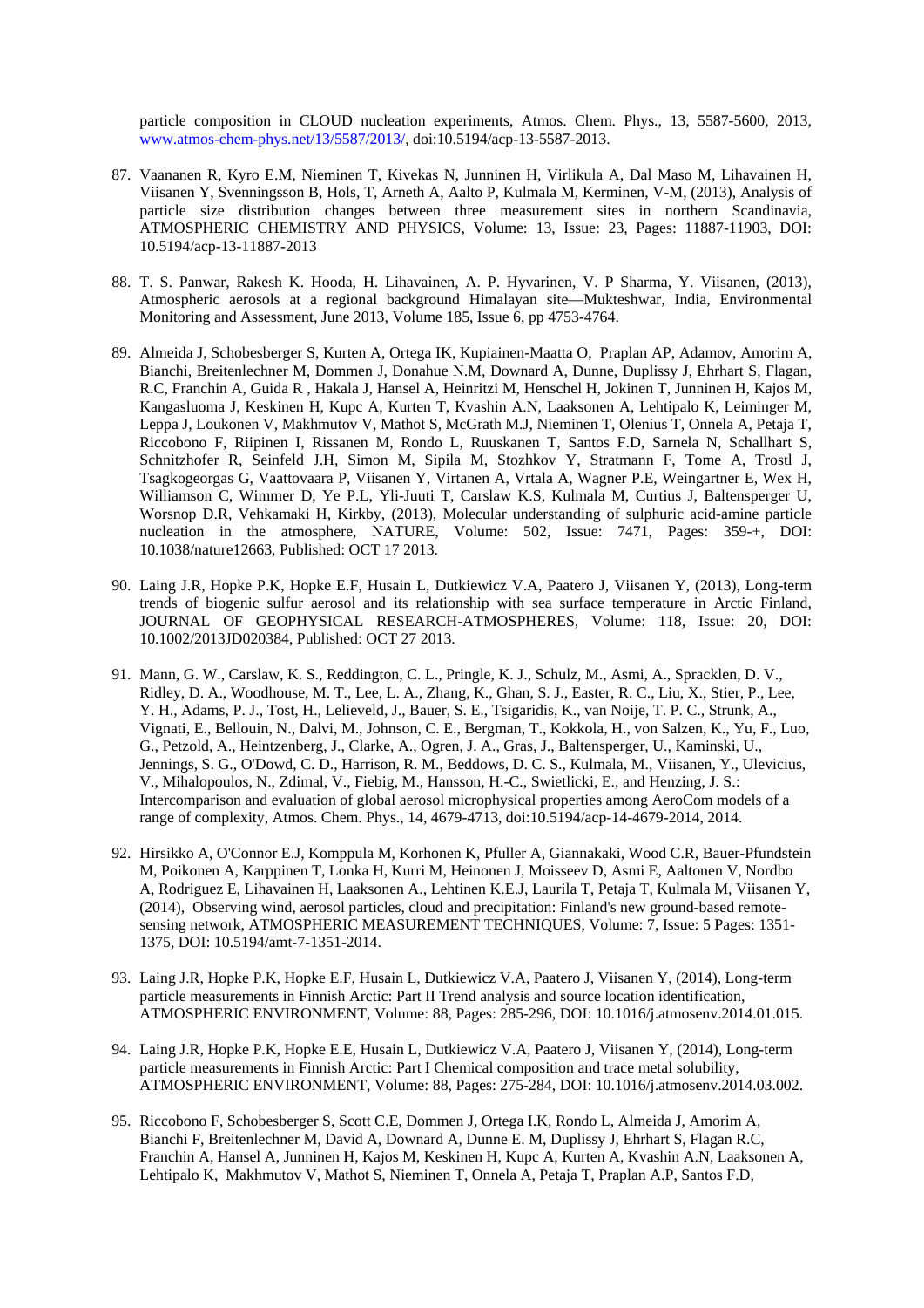particle composition in CLOUD nucleation experiments, Atmos. Chem. Phys., 13, 5587-5600, 2013, www.atmos-chem-phys.net/13/5587/2013/, doi:10.5194/acp-13-5587-2013.

87. Vaananen R, Kyro E.M, Nieminen T, Kivekas N, Junninen H, Virlikula A, Dal Maso M, Lihavainen H, Viisanen Y, Svenningsson B, Hols, T, Arneth A, Aalto P, Kulmala M, Kerminen, V-M, (2013), Analysis of particle size distribution changes between three measurement sites in northern Scandinavia, ATMOSPHERIC CHEMISTRY AND PHYSICS, Volume: 13, Issue: 23, Pages: 11887-11903, DOI: 10.5194/acp-13-11887-2013

88. T. S. Panwar, Rakesh K. Hooda, H. Lihavainen, A. P. Hyvarinen, V. P Sharma, Y. Viisanen, (2013), Atmospheric aerosols at a regional background Himalayan site—Mukteshwar, India, Environmental Monitoring and Assessment, June 2013, Volume 185, Issue 6, pp 4753-4764.

89. Almeida J, Schobesberger S, Kurten A, Ortega IK, Kupiainen-Maatta O, Praplan AP, Adamov, Amorim A, Bianchi, Breitenlechner M, Dommen J, Donahue N.M, Downard A, Dunne, Duplissy J, Ehrhart S, Flagan, R.C, Franchin A, Guida R , Hakala J, Hansel A, Heinritzi M, Henschel H, Jokinen T, Junninen H, Kajos M, Kangasluoma J, Keskinen H, Kupc A, Kurten T, Kvashin A.N, Laaksonen A, Lehtipalo K, Leiminger M, Leppa J, Loukonen V, Makhmutov V, Mathot S, McGrath M.J, Nieminen T, Olenius T, Onnela A, Petaja T, Riccobono F, Riipinen I, Rissanen M, Rondo L, Ruuskanen T, Santos F.D, Sarnela N, Schallhart S, Schnitzhofer R, Seinfeld J.H, Simon M, Sipila M, Stozhkov Y, Stratmann F, Tome A, Trostl J, Tsagkogeorgas G, Vaattovaara P, Viisanen Y, Virtanen A, Vrtala A, Wagner P.E, Weingartner E, Wex H, Williamson C, Wimmer D, Ye P.L, Yli-Juuti T, Carslaw K.S, Kulmala M, Curtius J, Baltensperger U, Worsnop D.R, Vehkamaki H, Kirkby, (2013), Molecular understanding of sulphuric acid-amine particle nucleation in the atmosphere, NATURE, Volume: 502, Issue: 7471, Pages: 359-+, DOI: 10.1038/nature12663, Published: OCT 17 2013.

90. Laing J.R, Hopke P.K, Hopke E.F, Husain L, Dutkiewicz V.A, Paatero J, Viisanen Y, (2013), Long-term trends of biogenic sulfur aerosol and its relationship with sea surface temperature in Arctic Finland, JOURNAL OF GEOPHYSICAL RESEARCH-ATMOSPHERES, Volume: 118, Issue: 20, DOI: 10.1002/2013JD020384, Published: OCT 27 2013.

91. Mann, G. W., Carslaw, K. S., Reddington, C. L., Pringle, K. J., Schulz, M., Asmi, A., Spracklen, D. V., Ridley, D. A., Woodhouse, M. T., Lee, L. A., Zhang, K., Ghan, S. J., Easter, R. C., Liu, X., Stier, P., Lee, Y. H., Adams, P. J., Tost, H., Lelieveld, J., Bauer, S. E., Tsigaridis, K., van Noije, T. P. C., Strunk, A., Vignati, E., Bellouin, N., Dalvi, M., Johnson, C. E., Bergman, T., Kokkola, H., von Salzen, K., Yu, F., Luo, G., Petzold, A., Heintzenberg, J., Clarke, A., Ogren, J. A., Gras, J., Baltensperger, U., Kaminski, U., Jennings, S. G., O'Dowd, C. D., Harrison, R. M., Beddows, D. C. S., Kulmala, M., Viisanen, Y., Ulevicius, V., Mihalopoulos, N., Zdimal, V., Fiebig, M., Hansson, H.-C., Swietlicki, E., and Henzing, J. S.: Intercomparison and evaluation of global aerosol microphysical properties among AeroCom models of a range of complexity, Atmos. Chem. Phys., 14, 4679-4713, doi:10.5194/acp-14-4679-2014, 2014.

92. Hirsikko A, O'Connor E.J, Komppula M, Korhonen K, Pfuller A, Giannakaki, Wood C.R, Bauer-Pfundstein M, Poikonen A, Karppinen T, Lonka H, Kurri M, Heinonen J, Moisseev D, Asmi E, Aaltonen V, Nordbo A, Rodriguez E, Lihavainen H, Laaksonen A., Lehtinen K.E.J, Laurila T, Petaja T, Kulmala M, Viisanen Y, (2014), Observing wind, aerosol particles, cloud and precipitation: Finland's new ground-based remote-sensing network, ATMOSPHERIC MEASUREMENT TECHNIQUES, Volume: 7, Issue: 5 Pages: 1351-1375, DOI: 10.5194/amt-7-1351-2014.

93. Laing J.R, Hopke P.K, Hopke E.F, Husain L, Dutkiewicz V.A, Paatero J, Viisanen Y, (2014), Long-term particle measurements in Finnish Arctic: Part II Trend analysis and source location identification, ATMOSPHERIC ENVIRONMENT, Volume: 88, Pages: 285-296, DOI: 10.1016/j.atmosenv.2014.01.015.

94. Laing J.R, Hopke P.K, Hopke E.E, Husain L, Dutkiewicz V.A, Paatero J, Viisanen Y, (2014), Long-term particle measurements in Finnish Arctic: Part I Chemical composition and trace metal solubility, ATMOSPHERIC ENVIRONMENT, Volume: 88, Pages: 275-284, DOI: 10.1016/j.atmosenv.2014.03.002.

95. Riccobono F, Schobesberger S, Scott C.E, Dommen J, Ortega I.K, Rondo L, Almeida J, Amorim A, Bianchi F, Breitenlechner M, David A, Downard A, Dunne E. M, Duplissy J, Ehrhart S, Flagan R.C, Franchin A, Hansel A, Junninen H, Kajos M, Keskinen H, Kupc A, Kurten A, Kvashin A.N, Laaksonen A, Lehtipalo K, Makhmutov V, Mathot S, Nieminen T, Onnela A, Petaja T, Praplan A.P, Santos F.D,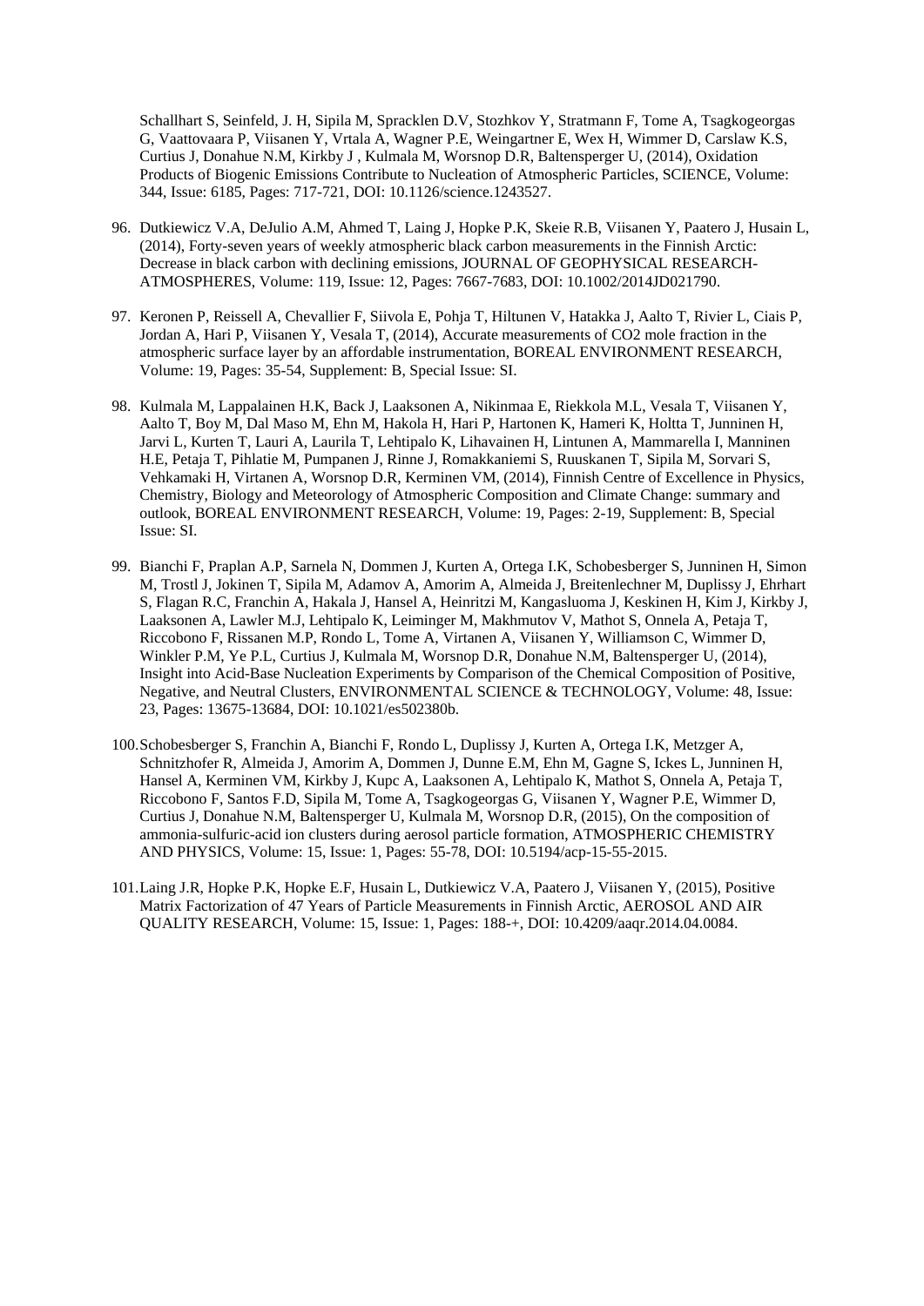Schallhart S, Seinfeld, J. H, Sipila M, Spracklen D.V, Stozhkov Y, Stratmann F, Tome A, Tsagkogeorgas G, Vaattovaara P, Viisanen Y, Vrtala A, Wagner P.E, Weingartner E, Wex H, Wimmer D, Carslaw K.S, Curtius J, Donahue N.M, Kirkby J , Kulmala M, Worsnop D.R, Baltensperger U, (2014), Oxidation Products of Biogenic Emissions Contribute to Nucleation of Atmospheric Particles, SCIENCE, Volume: 344, Issue: 6185, Pages: 717-721, DOI: 10.1126/science.1243527.

96. Dutkiewicz V.A, DeJulio A.M, Ahmed T, Laing J, Hopke P.K, Skeie R.B, Viisanen Y, Paatero J, Husain L, (2014), Forty-seven years of weekly atmospheric black carbon measurements in the Finnish Arctic: Decrease in black carbon with declining emissions, JOURNAL OF GEOPHYSICAL RESEARCH-ATMOSPHERES, Volume: 119, Issue: 12, Pages: 7667-7683, DOI: 10.1002/2014JD021790.

97. Keronen P, Reissell A, Chevallier F, Siivola E, Pohja T, Hiltunen V, Hatakka J, Aalto T, Rivier L, Ciais P, Jordan A, Hari P, Viisanen Y, Vesala T, (2014), Accurate measurements of CO2 mole fraction in the atmospheric surface layer by an affordable instrumentation, BOREAL ENVIRONMENT RESEARCH, Volume: 19, Pages: 35-54, Supplement: B, Special Issue: SI.

98. Kulmala M, Lappalainen H.K, Back J, Laaksonen A, Nikinmaa E, Riekkola M.L, Vesala T, Viisanen Y, Aalto T, Boy M, Dal Maso M, Ehn M, Hakola H, Hari P, Hartonen K, Hameri K, Holtta T, Junninen H, Jarvi L, Kurten T, Lauri A, Laurila T, Lehtipalo K, Lihavainen H, Lintunen A, Mammarella I, Manninen H.E, Petaja T, Pihlatie M, Pumpanen J, Rinne J, Romakkaniemi S, Ruuskanen T, Sipila M, Sorvari S, Vehkamaki H, Virtanen A, Worsnop D.R, Kerminen VM, (2014), Finnish Centre of Excellence in Physics, Chemistry, Biology and Meteorology of Atmospheric Composition and Climate Change: summary and outlook, BOREAL ENVIRONMENT RESEARCH, Volume: 19, Pages: 2-19, Supplement: B, Special Issue: SI.

99. Bianchi F, Praplan A.P, Sarnela N, Dommen J, Kurten A, Ortega I.K, Schobesberger S, Junninen H, Simon M, Trostl J, Jokinen T, Sipila M, Adamov A, Amorim A, Almeida J, Breitenlechner M, Duplissy J, Ehrhart S, Flagan R.C, Franchin A, Hakala J, Hansel A, Heinritzi M, Kangasluoma J, Keskinen H, Kim J, Kirkby J, Laaksonen A, Lawler M.J, Lehtipalo K, Leiminger M, Makhmutov V, Mathot S, Onnela A, Petaja T, Riccobono F, Rissanen M.P, Rondo L, Tome A, Virtanen A, Viisanen Y, Williamson C, Wimmer D, Winkler P.M, Ye P.L, Curtius J, Kulmala M, Worsnop D.R, Donahue N.M, Baltensperger U, (2014), Insight into Acid-Base Nucleation Experiments by Comparison of the Chemical Composition of Positive, Negative, and Neutral Clusters, ENVIRONMENTAL SCIENCE & TECHNOLOGY, Volume: 48, Issue: 23, Pages: 13675-13684, DOI: 10.1021/es502380b.

100. Schobesberger S, Franchin A, Bianchi F, Rondo L, Duplissy J, Kurten A, Ortega I.K, Metzger A, Schnitzhofer R, Almeida J, Amorim A, Dommen J, Dunne E.M, Ehn M, Gagne S, Ickes L, Junninen H, Hansel A, Kerminen VM, Kirkby J, Kupc A, Laaksonen A, Lehtipalo K, Mathot S, Onnela A, Petaja T, Riccobono F, Santos F.D, Sipila M, Tome A, Tsagkogeorgas G, Viisanen Y, Wagner P.E, Wimmer D, Curtius J, Donahue N.M, Baltensperger U, Kulmala M, Worsnop D.R, (2015), On the composition of ammonia-sulfuric-acid ion clusters during aerosol particle formation, ATMOSPHERIC CHEMISTRY AND PHYSICS, Volume: 15, Issue: 1, Pages: 55-78, DOI: 10.5194/acp-15-55-2015.

101. Laing J.R, Hopke P.K, Hopke E.F, Husain L, Dutkiewicz V.A, Paatero J, Viisanen Y, (2015), Positive Matrix Factorization of 47 Years of Particle Measurements in Finnish Arctic, AEROSOL AND AIR QUALITY RESEARCH, Volume: 15, Issue: 1, Pages: 188-+, DOI: 10.4209/aaqr.2014.04.0084.